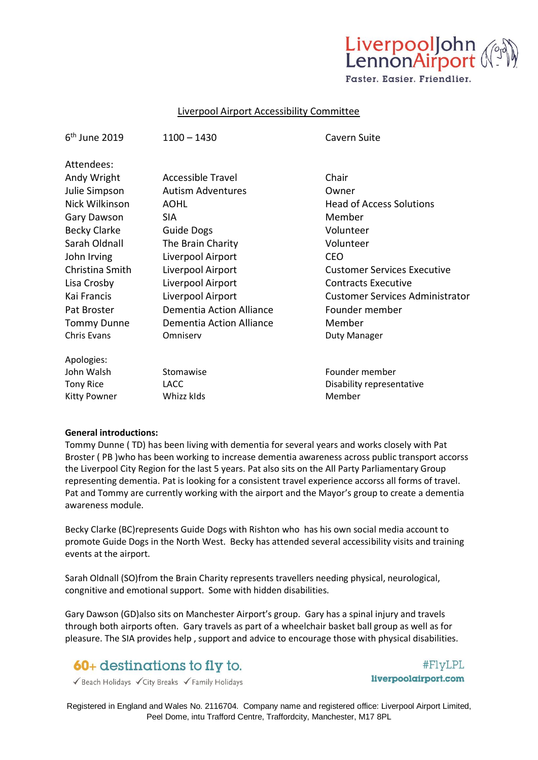# Liverpool Airport Accessibility Committee

| 6th June 2019 | 1100 – 1430 | Cavern Suite |
|---|---|---|

**Attendees:**

| Name | Organisation | Role |
|---|---|---|
| Andy Wright | Accessible Travel | Chair |
| Julie Simpson | Autism Adventures | Owner |
| Nick Wilkinson | AOHL | Head of Access Solutions |
| Gary Dawson | SIA | Member |
| Becky Clarke | Guide Dogs | Volunteer |
| Sarah Oldnall | The Brain Charity | Volunteer |
| John Irving | Liverpool Airport | CEO |
| Christina Smith | Liverpool Airport | Customer Services Executive |
| Lisa Crosby | Liverpool Airport | Contracts Executive |
| Kai Francis | Liverpool Airport | Customer Services Administrator |
| Pat Broster | Dementia Action Alliance | Founder member |
| Tommy Dunne | Dementia Action Alliance | Member |
| Chris Evans | Omniserv | Duty Manager |

**Apologies:**

| Name | Organisation | Role |
|---|---|---|
| John Walsh | Stomawise | Founder member |
| Tony Rice | LACC | Disability representative |
| Kitty Powner | Whizz kIds | Member |

**General introductions:**

Tommy Dunne ( TD) has been living with dementia for several years and works closely with Pat Broster ( PB )who has been working to increase dementia awareness across public transport accorss the Liverpool City Region for the last 5 years. Pat also sits on the All Party Parliamentary Group representing dementia. Pat is looking for a consistent travel experience accorss all forms of travel. Pat and Tommy are currently working with the airport and the Mayor's group to create a dementia awareness module.

Becky Clarke (BC)represents Guide Dogs with Rishton who has his own social media account to promote Guide Dogs in the North West. Becky has attended several accessibility visits and training events at the airport.

Sarah Oldnall (SO)from the Brain Charity represents travellers needing physical, neurological, congnitive and emotional support. Some with hidden disabilities.

Gary Dawson (GD)also sits on Manchester Airport's group. Gary has a spinal injury and travels through both airports often. Gary travels as part of a wheelchair basket ball group as well as for pleasure. The SIA provides help , support and advice to encourage those with physical disabilities.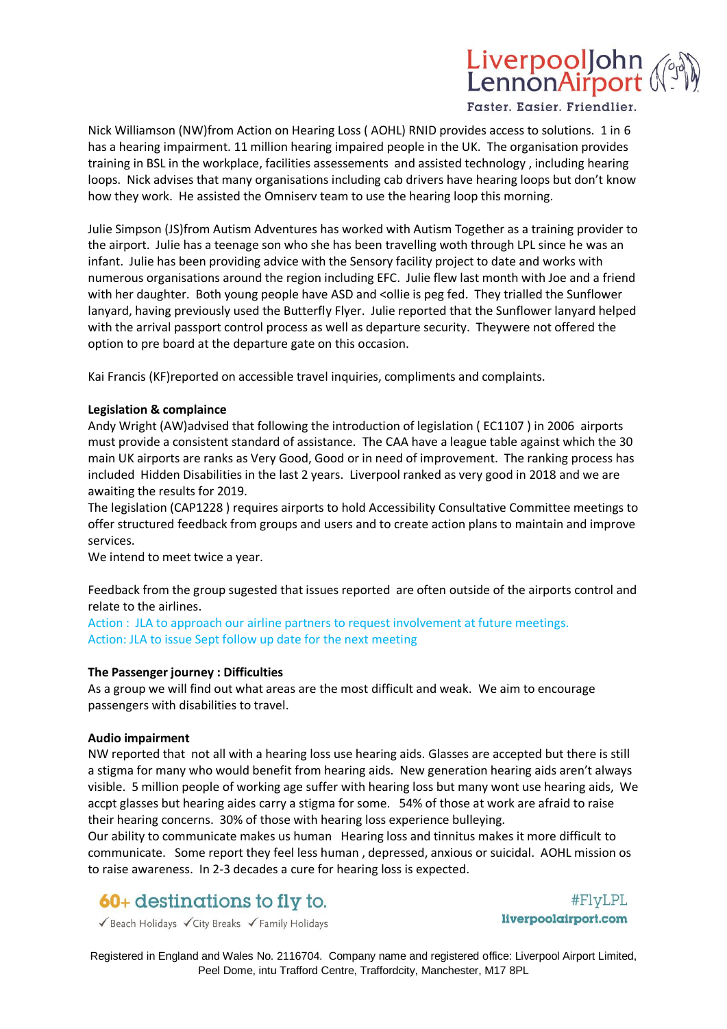Nick Williamson (NW)from Action on Hearing Loss ( AOHL) RNID provides access to solutions. 1 in 6 has a hearing impairment. 11 million hearing impaired people in the UK. The organisation provides training in BSL in the workplace, facilities assessements and assisted technology , including hearing loops. Nick advises that many organisations including cab drivers have hearing loops but don't know how they work. He assisted the Omniserv team to use the hearing loop this morning.

Julie Simpson (JS)from Autism Adventures has worked with Autism Together as a training provider to the airport. Julie has a teenage son who she has been travelling woth through LPL since he was an infant. Julie has been providing advice with the Sensory facility project to date and works with numerous organisations around the region including EFC. Julie flew last month with Joe and a friend with her daughter. Both young people have ASD and <ollie is peg fed. They trialled the Sunflower lanyard, having previously used the Butterfly Flyer. Julie reported that the Sunflower lanyard helped with the arrival passport control process as well as departure security. Theywere not offered the option to pre board at the departure gate on this occasion.

Kai Francis (KF)reported on accessible travel inquiries, compliments and complaints.

**Legislation & complaince**

Andy Wright (AW)advised that following the introduction of legislation ( EC1107 ) in 2006 airports must provide a consistent standard of assistance. The CAA have a league table against which the 30 main UK airports are ranks as Very Good, Good or in need of improvement. The ranking process has included Hidden Disabilities in the last 2 years. Liverpool ranked as very good in 2018 and we are awaiting the results for 2019.

The legislation (CAP1228 ) requires airports to hold Accessibility Consultative Committee meetings to offer structured feedback from groups and users and to create action plans to maintain and improve services.

We intend to meet twice a year.

Feedback from the group sugested that issues reported are often outside of the airports control and relate to the airlines.

Action : JLA to approach our airline partners to request involvement at future meetings.
Action: JLA to issue Sept follow up date for the next meeting

**The Passenger journey : Difficulties**

As a group we will find out what areas are the most difficult and weak. We aim to encourage passengers with disabilities to travel.

**Audio impairment**

NW reported that not all with a hearing loss use hearing aids. Glasses are accepted but there is still a stigma for many who would benefit from hearing aids. New generation hearing aids aren't always visible. 5 million people of working age suffer with hearing loss but many wont use hearing aids, We accpt glasses but hearing aides carry a stigma for some. 54% of those at work are afraid to raise their hearing concerns. 30% of those with hearing loss experience bulleying.

Our ability to communicate makes us human Hearing loss and tinnitus makes it more difficult to communicate. Some report they feel less human , depressed, anxious or suicidal. AOHL mission os to raise awareness. In 2-3 decades a cure for hearing loss is expected.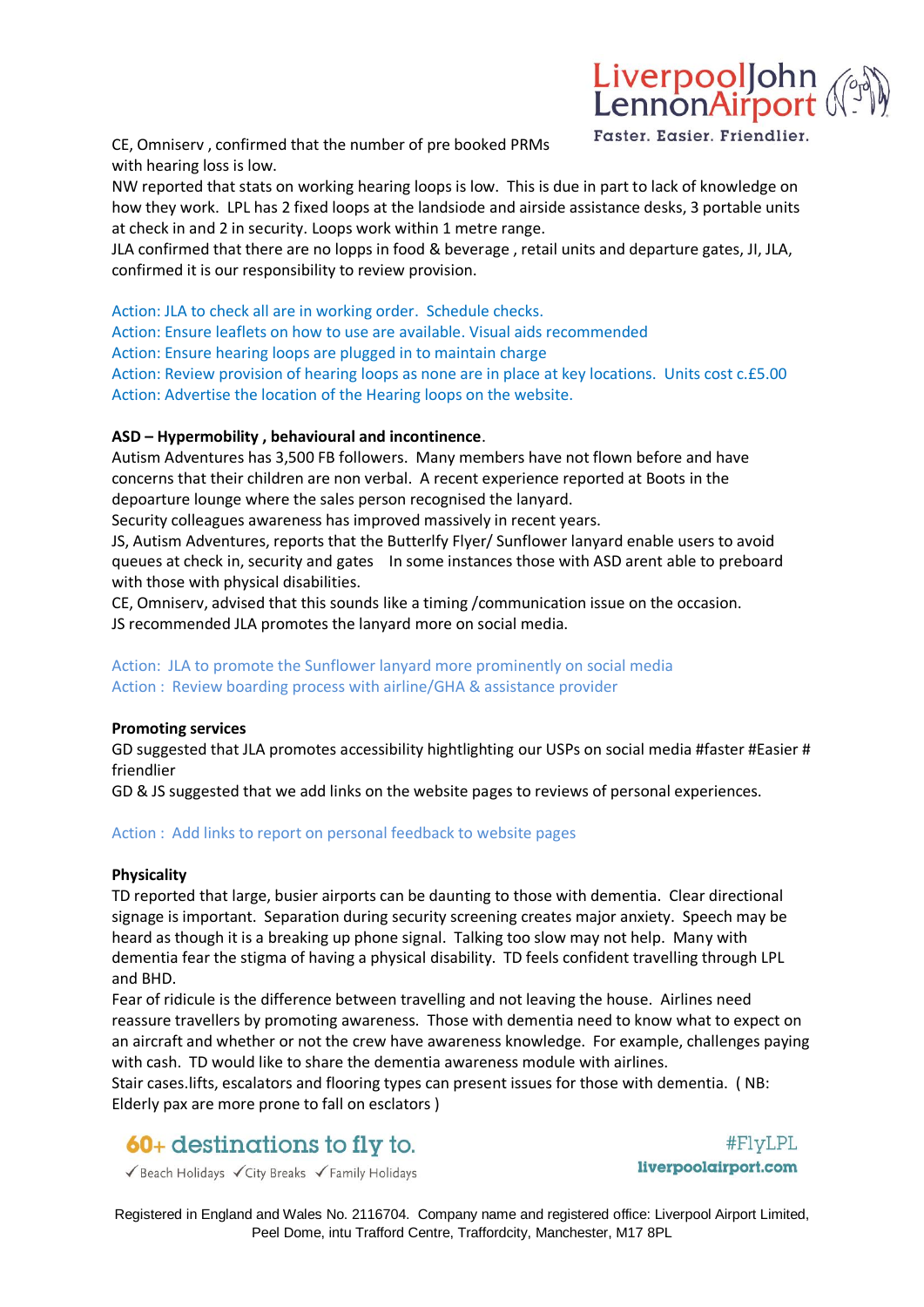CE, Omniserv , confirmed that the number of pre booked PRMs with hearing loss is low.

NW reported that stats on working hearing loops is low. This is due in part to lack of knowledge on how they work. LPL has 2 fixed loops at the landsiode and airside assistance desks, 3 portable units at check in and 2 in security. Loops work within 1 metre range.

JLA confirmed that there are no lopps in food & beverage , retail units and departure gates, JI, JLA, confirmed it is our responsibility to review provision.

Action: JLA to check all are in working order. Schedule checks.
Action: Ensure leaflets on how to use are available. Visual aids recommended
Action: Ensure hearing loops are plugged in to maintain charge
Action: Review provision of hearing loops as none are in place at key locations. Units cost c.£5.00
Action: Advertise the location of the Hearing loops on the website.

**ASD – Hypermobility , behavioural and incontinence**.

Autism Adventures has 3,500 FB followers. Many members have not flown before and have concerns that their children are non verbal. A recent experience reported at Boots in the depoarture lounge where the sales person recognised the lanyard.

Security colleagues awareness has improved massively in recent years.

JS, Autism Adventures, reports that the Butterlfy Flyer/ Sunflower lanyard enable users to avoid queues at check in, security and gates In some instances those with ASD arent able to preboard with those with physical disabilities.

CE, Omniserv, advised that this sounds like a timing /communication issue on the occasion.

JS recommended JLA promotes the lanyard more on social media.

Action: JLA to promote the Sunflower lanyard more prominently on social media
Action : Review boarding process with airline/GHA & assistance provider

**Promoting services**

GD suggested that JLA promotes accessibility hightlighting our USPs on social media #faster #Easier # friendlier

GD & JS suggested that we add links on the website pages to reviews of personal experiences.

Action : Add links to report on personal feedback to website pages

**Physicality**

TD reported that large, busier airports can be daunting to those with dementia. Clear directional signage is important. Separation during security screening creates major anxiety. Speech may be heard as though it is a breaking up phone signal. Talking too slow may not help. Many with dementia fear the stigma of having a physical disability. TD feels confident travelling through LPL and BHD.

Fear of ridicule is the difference between travelling and not leaving the house. Airlines need reassure travellers by promoting awareness. Those with dementia need to know what to expect on an aircraft and whether or not the crew have awareness knowledge. For example, challenges paying with cash. TD would like to share the dementia awareness module with airlines.

Stair cases.lifts, escalators and flooring types can present issues for those with dementia. ( NB: Elderly pax are more prone to fall on esclators )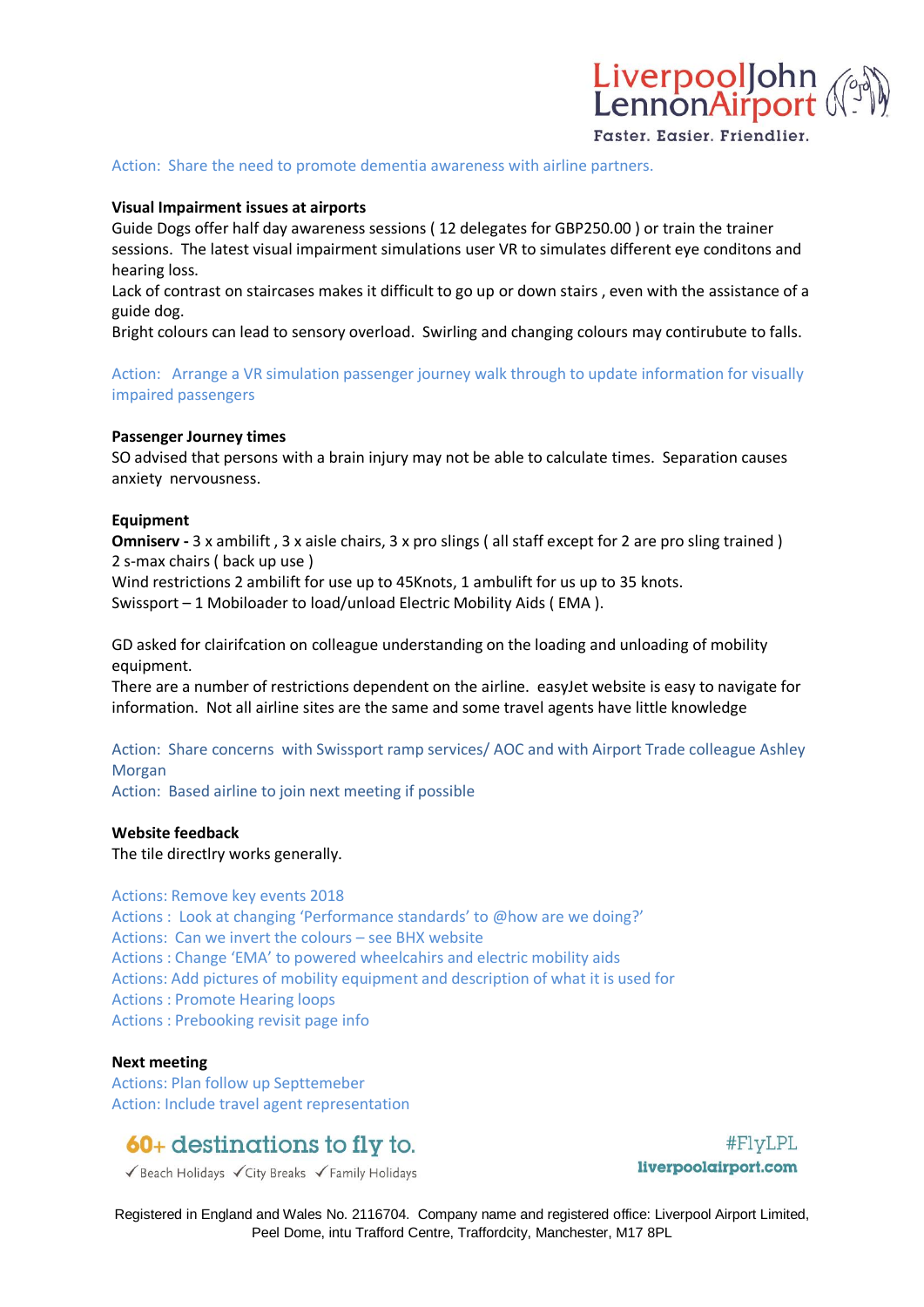Action: Share the need to promote dementia awareness with airline partners.

**Visual Impairment issues at airports**

Guide Dogs offer half day awareness sessions ( 12 delegates for GBP250.00 ) or train the trainer sessions. The latest visual impairment simulations user VR to simulates different eye conditons and hearing loss.

Lack of contrast on staircases makes it difficult to go up or down stairs , even with the assistance of a guide dog.

Bright colours can lead to sensory overload. Swirling and changing colours may contirubute to falls.

Action: Arrange a VR simulation passenger journey walk through to update information for visually impaired passengers

**Passenger Journey times**

SO advised that persons with a brain injury may not be able to calculate times. Separation causes anxiety nervousness.

**Equipment**

**Omniserv -** 3 x ambilift , 3 x aisle chairs, 3 x pro slings ( all staff except for 2 are pro sling trained )
2 s-max chairs ( back up use )
Wind restrictions 2 ambilift for use up to 45Knots, 1 ambulift for us up to 35 knots.
Swissport – 1 Mobiloader to load/unload Electric Mobility Aids ( EMA ).

GD asked for clairifcation on colleague understanding on the loading and unloading of mobility equipment.

There are a number of restrictions dependent on the airline. easyJet website is easy to navigate for information. Not all airline sites are the same and some travel agents have little knowledge

Action: Share concerns with Swissport ramp services/ AOC and with Airport Trade colleague Ashley Morgan
Action: Based airline to join next meeting if possible

**Website feedback**

The tile directlry works generally.

Actions: Remove key events 2018
Actions : Look at changing 'Performance standards' to @how are we doing?'
Actions: Can we invert the colours – see BHX website
Actions : Change 'EMA' to powered wheelcahirs and electric mobility aids
Actions: Add pictures of mobility equipment and description of what it is used for
Actions : Promote Hearing loops
Actions : Prebooking revisit page info

**Next meeting**

Actions: Plan follow up Septtemeber
Action: Include travel agent representation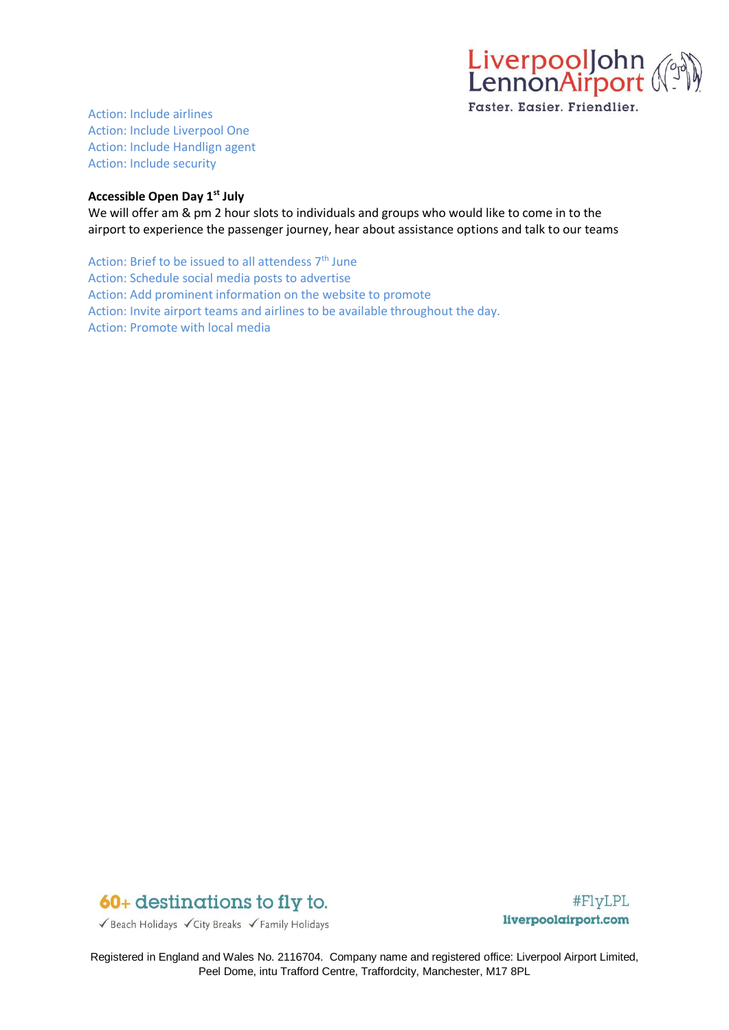Action: Include airlines
Action: Include Liverpool One
Action: Include Handlign agent
Action: Include security

**Accessible Open Day 1st July**

We will offer am & pm 2 hour slots to individuals and groups who would like to come in to the airport to experience the passenger journey, hear about assistance options and talk to our teams

Action: Brief to be issued to all attendess 7th June
Action: Schedule social media posts to advertise
Action: Add prominent information on the website to promote
Action: Invite airport teams and airlines to be available throughout the day.
Action: Promote with local media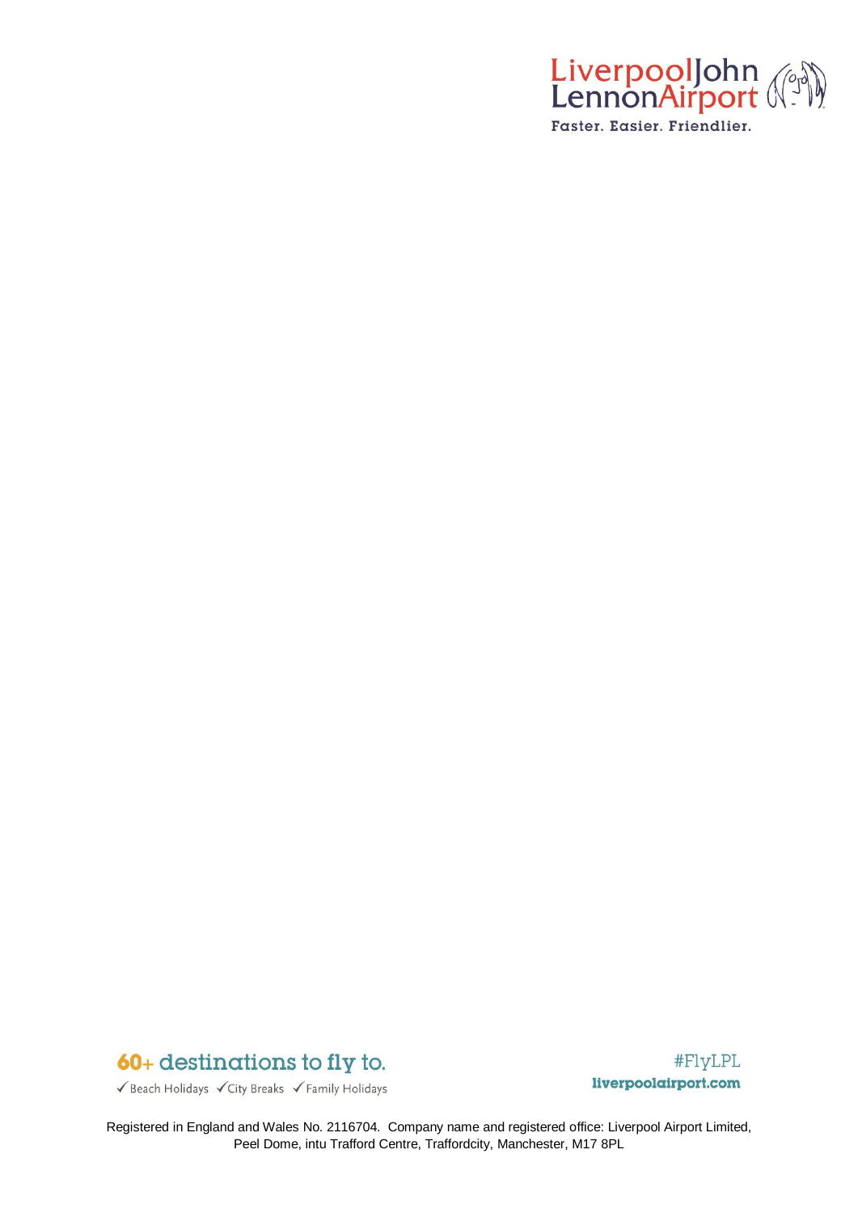Liverpool John Lennon Airport

Faster. Easier. Friendlier.

60+ destinations to fly to.

✓ Beach Holidays ✓ City Breaks ✓ Family Holidays

#FlyLPL

liverpoolairport.com

Registered in England and Wales No. 2116704. Company name and registered office: Liverpool Airport Limited, Peel Dome, intu Trafford Centre, Traffordcity, Manchester, M17 8PL